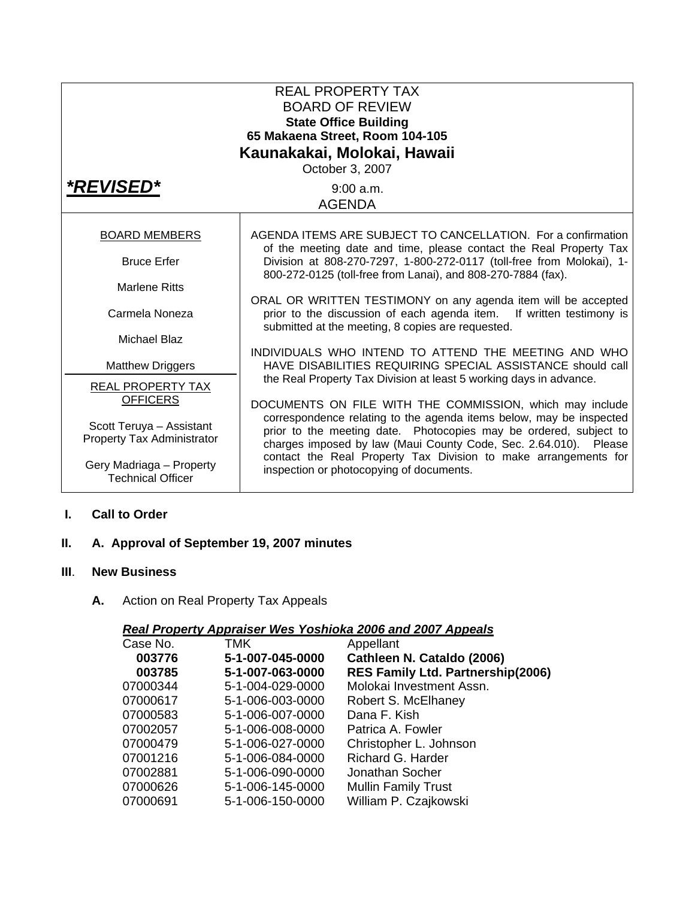# REAL PROPERTY TAX
# BOARD OF REVIEW

**State Office Building**
**65 Makaena Street, Room 104-105**

## Kaunakakai, Molokai, Hawaii

October 3, 2007

***REVISED***

9:00 a.m.

AGENDA

| BOARD MEMBERS | |
|---|---|
| Bruce Erfer | AGENDA ITEMS ARE SUBJECT TO CANCELLATION. For a confirmation of the meeting date and time, please contact the Real Property Tax Division at 808-270-7297, 1-800-272-0117 (toll-free from Molokai), 1-800-272-0125 (toll-free from Lanai), and 808-270-7884 (fax). |
| Marlene Ritts | ORAL OR WRITTEN TESTIMONY on any agenda item will be accepted prior to the discussion of each agenda item. If written testimony is submitted at the meeting, 8 copies are requested. |
| Carmela Noneza | INDIVIDUALS WHO INTEND TO ATTEND THE MEETING AND WHO HAVE DISABILITIES REQUIRING SPECIAL ASSISTANCE should call the Real Property Tax Division at least 5 working days in advance. |
| Michael Blaz | DOCUMENTS ON FILE WITH THE COMMISSION, which may include correspondence relating to the agenda items below, may be inspected prior to the meeting date. Photocopies may be ordered, subject to charges imposed by law (Maui County Code, Sec. 2.64.010). Please contact the Real Property Tax Division to make arrangements for inspection or photocopying of documents. |
| Matthew Driggers | |
| REAL PROPERTY TAX OFFICERS | |
| Scott Teruya – Assistant Property Tax Administrator | |
| Gery Madriaga – Property Technical Officer | |

**I. Call to Order**

**II. A. Approval of September 19, 2007 minutes**

**III. New Business**

**A.** Action on Real Property Tax Appeals

***Real Property Appraiser Wes Yoshioka 2006 and 2007 Appeals***

| Case No. | TMK | Appellant |
|---|---|---|
| **003776** | **5-1-007-045-0000** | **Cathleen N. Cataldo (2006)** |
| **003785** | **5-1-007-063-0000** | **RES Family Ltd. Partnership(2006)** |
| 07000344 | 5-1-004-029-0000 | Molokai Investment Assn. |
| 07000617 | 5-1-006-003-0000 | Robert S. McElhaney |
| 07000583 | 5-1-006-007-0000 | Dana F. Kish |
| 07002057 | 5-1-006-008-0000 | Patrica A. Fowler |
| 07000479 | 5-1-006-027-0000 | Christopher L. Johnson |
| 07001216 | 5-1-006-084-0000 | Richard G. Harder |
| 07002881 | 5-1-006-090-0000 | Jonathan Socher |
| 07000626 | 5-1-006-145-0000 | Mullin Family Trust |
| 07000691 | 5-1-006-150-0000 | William P. Czajkowski |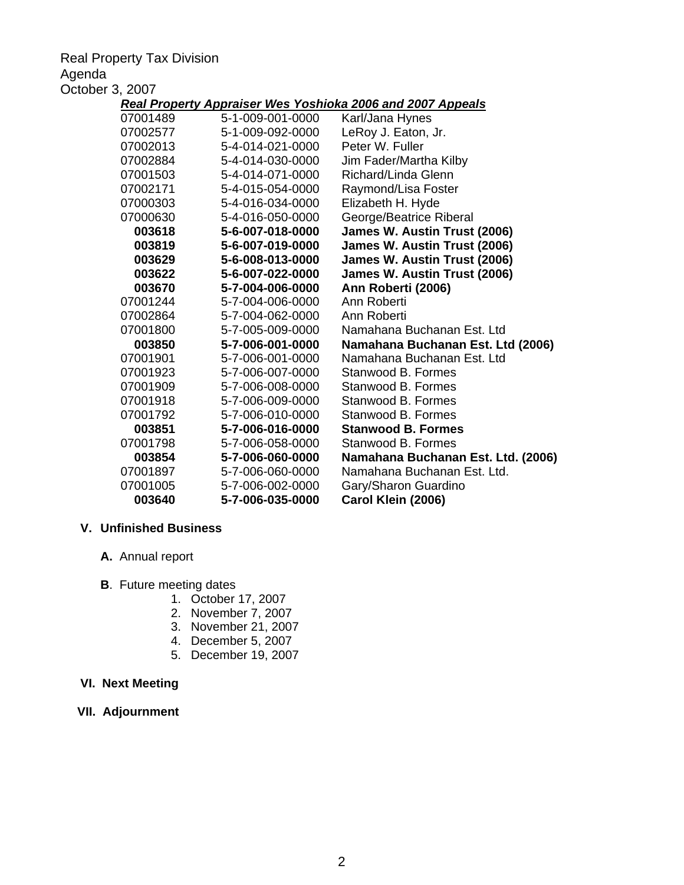Real Property Tax Division
Agenda
October 3, 2007

***Real Property Appraiser Wes Yoshioka 2006 and 2007 Appeals***

| | | |
|---|---|---|
| 07001489 | 5-1-009-001-0000 | Karl/Jana Hynes |
| 07002577 | 5-1-009-092-0000 | LeRoy J. Eaton, Jr. |
| 07002013 | 5-4-014-021-0000 | Peter W. Fuller |
| 07002884 | 5-4-014-030-0000 | Jim Fader/Martha Kilby |
| 07001503 | 5-4-014-071-0000 | Richard/Linda Glenn |
| 07002171 | 5-4-015-054-0000 | Raymond/Lisa Foster |
| 07000303 | 5-4-016-034-0000 | Elizabeth H. Hyde |
| 07000630 | 5-4-016-050-0000 | George/Beatrice Riberal |
| **003618** | **5-6-007-018-0000** | **James W. Austin Trust (2006)** |
| **003819** | **5-6-007-019-0000** | **James W. Austin Trust (2006)** |
| **003629** | **5-6-008-013-0000** | **James W. Austin Trust (2006)** |
| **003622** | **5-6-007-022-0000** | **James W. Austin Trust (2006)** |
| **003670** | **5-7-004-006-0000** | **Ann Roberti (2006)** |
| 07001244 | 5-7-004-006-0000 | Ann Roberti |
| 07002864 | 5-7-004-062-0000 | Ann Roberti |
| 07001800 | 5-7-005-009-0000 | Namahana Buchanan Est. Ltd |
| **003850** | **5-7-006-001-0000** | **Namahana Buchanan Est. Ltd (2006)** |
| 07001901 | 5-7-006-001-0000 | Namahana Buchanan Est. Ltd |
| 07001923 | 5-7-006-007-0000 | Stanwood B. Formes |
| 07001909 | 5-7-006-008-0000 | Stanwood B. Formes |
| 07001918 | 5-7-006-009-0000 | Stanwood B. Formes |
| 07001792 | 5-7-006-010-0000 | Stanwood B. Formes |
| **003851** | **5-7-006-016-0000** | **Stanwood B. Formes** |
| 07001798 | 5-7-006-058-0000 | Stanwood B. Formes |
| **003854** | **5-7-006-060-0000** | **Namahana Buchanan Est. Ltd. (2006)** |
| 07001897 | 5-7-006-060-0000 | Namahana Buchanan Est. Ltd. |
| 07001005 | 5-7-006-002-0000 | Gary/Sharon Guardino |
| **003640** | **5-7-006-035-0000** | **Carol Klein (2006)** |

**V. Unfinished Business**

**A.** Annual report

**B**. Future meeting dates

1. October 17, 2007
2. November 7, 2007
3. November 21, 2007
4. December 5, 2007
5. December 19, 2007

**VI. Next Meeting**

**VII. Adjournment**